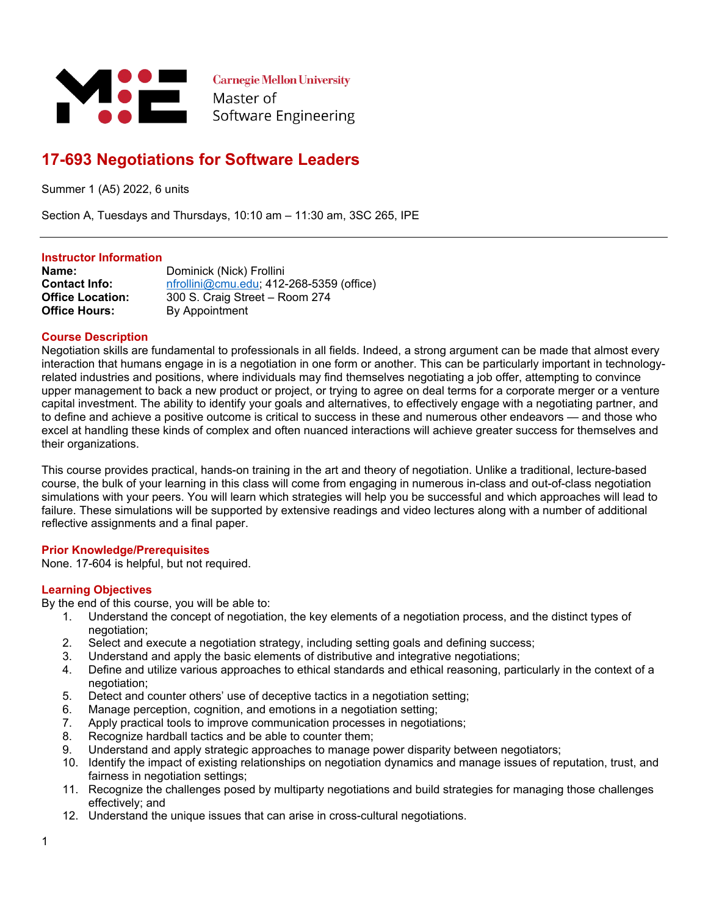Carnegie Mellon University
Master of
Software Engineering

# 17-693 Negotiations for Software Leaders

Summer 1 (A5) 2022, 6 units

Section A, Tuesdays and Thursdays, 10:10 am – 11:30 am, 3SC 265, IPE

---

## Instructor Information

**Name:** Dominick (Nick) Frollini
**Contact Info:** nfrollini@cmu.edu; 412-268-5359 (office)
**Office Location:** 300 S. Craig Street – Room 274
**Office Hours:** By Appointment

## Course Description

Negotiation skills are fundamental to professionals in all fields. Indeed, a strong argument can be made that almost every interaction that humans engage in is a negotiation in one form or another. This can be particularly important in technology-related industries and positions, where individuals may find themselves negotiating a job offer, attempting to convince upper management to back a new product or project, or trying to agree on deal terms for a corporate merger or a venture capital investment. The ability to identify your goals and alternatives, to effectively engage with a negotiating partner, and to define and achieve a positive outcome is critical to success in these and numerous other endeavors — and those who excel at handling these kinds of complex and often nuanced interactions will achieve greater success for themselves and their organizations.

This course provides practical, hands-on training in the art and theory of negotiation. Unlike a traditional, lecture-based course, the bulk of your learning in this class will come from engaging in numerous in-class and out-of-class negotiation simulations with your peers. You will learn which strategies will help you be successful and which approaches will lead to failure. These simulations will be supported by extensive readings and video lectures along with a number of additional reflective assignments and a final paper.

## Prior Knowledge/Prerequisites

None. 17-604 is helpful, but not required.

## Learning Objectives

By the end of this course, you will be able to:

1. Understand the concept of negotiation, the key elements of a negotiation process, and the distinct types of negotiation;
2. Select and execute a negotiation strategy, including setting goals and defining success;
3. Understand and apply the basic elements of distributive and integrative negotiations;
4. Define and utilize various approaches to ethical standards and ethical reasoning, particularly in the context of a negotiation;
5. Detect and counter others' use of deceptive tactics in a negotiation setting;
6. Manage perception, cognition, and emotions in a negotiation setting;
7. Apply practical tools to improve communication processes in negotiations;
8. Recognize hardball tactics and be able to counter them;
9. Understand and apply strategic approaches to manage power disparity between negotiators;
10. Identify the impact of existing relationships on negotiation dynamics and manage issues of reputation, trust, and fairness in negotiation settings;
11. Recognize the challenges posed by multiparty negotiations and build strategies for managing those challenges effectively; and
12. Understand the unique issues that can arise in cross-cultural negotiations.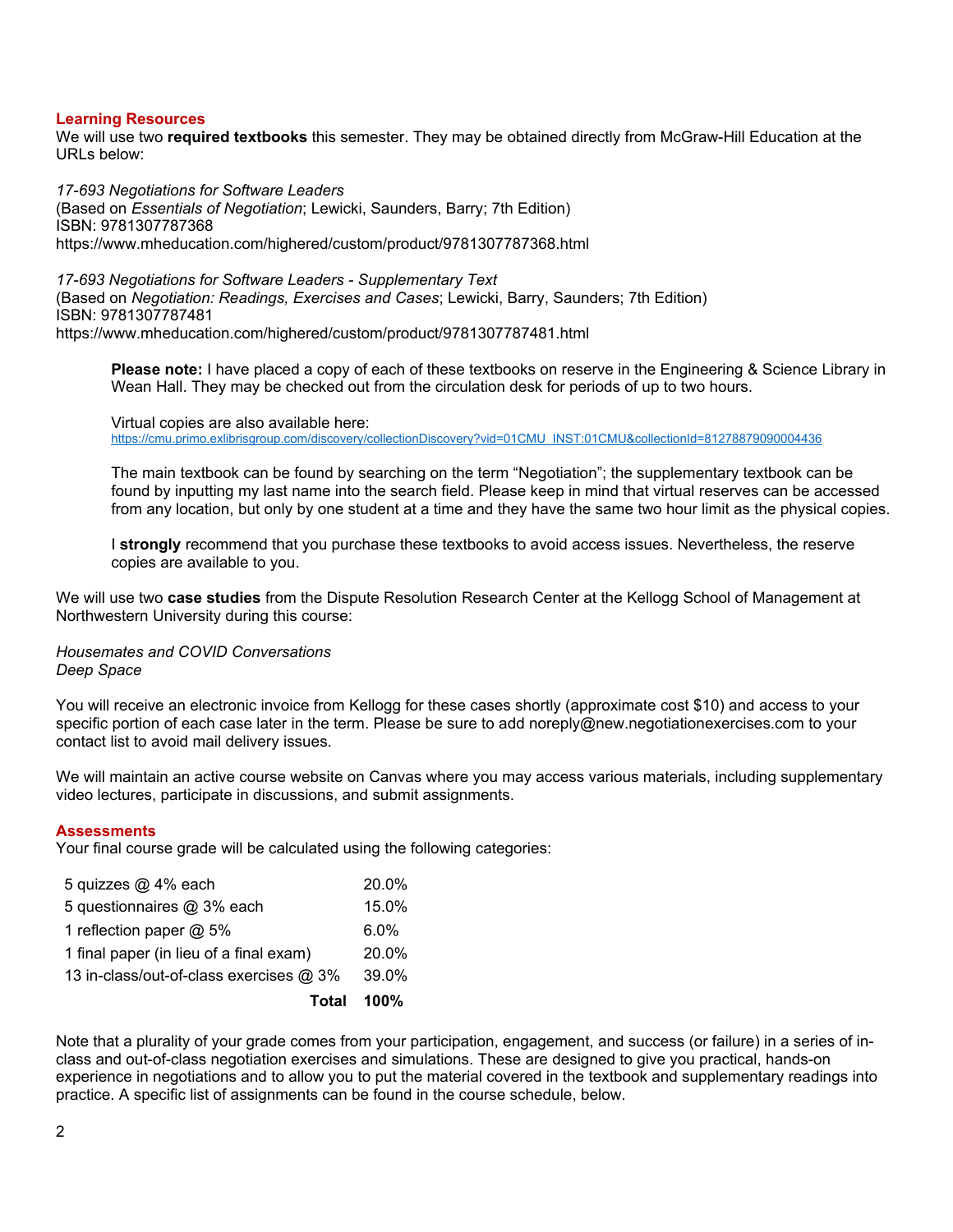## Learning Resources

We will use two **required textbooks** this semester. They may be obtained directly from McGraw-Hill Education at the URLs below:

*17-693 Negotiations for Software Leaders*
(Based on *Essentials of Negotiation*; Lewicki, Saunders, Barry; 7th Edition)
ISBN: 9781307787368
https://www.mheducation.com/highered/custom/product/9781307787368.html

*17-693 Negotiations for Software Leaders - Supplementary Text*
(Based on *Negotiation: Readings, Exercises and Cases*; Lewicki, Barry, Saunders; 7th Edition)
ISBN: 9781307787481
https://www.mheducation.com/highered/custom/product/9781307787481.html

> **Please note:** I have placed a copy of each of these textbooks on reserve in the Engineering & Science Library in Wean Hall. They may be checked out from the circulation desk for periods of up to two hours.
>
> Virtual copies are also available here:
> https://cmu.primo.exlibrisgroup.com/discovery/collectionDiscovery?vid=01CMU_INST:01CMU&collectionId=81278879090004436
>
> The main textbook can be found by searching on the term "Negotiation"; the supplementary textbook can be found by inputting my last name into the search field. Please keep in mind that virtual reserves can be accessed from any location, but only by one student at a time and they have the same two hour limit as the physical copies.
>
> I **strongly** recommend that you purchase these textbooks to avoid access issues. Nevertheless, the reserve copies are available to you.

We will use two **case studies** from the Dispute Resolution Research Center at the Kellogg School of Management at Northwestern University during this course:

*Housemates and COVID Conversations*
*Deep Space*

You will receive an electronic invoice from Kellogg for these cases shortly (approximate cost $10) and access to your specific portion of each case later in the term. Please be sure to add noreply@new.negotiationexercises.com to your contact list to avoid mail delivery issues.

We will maintain an active course website on Canvas where you may access various materials, including supplementary video lectures, participate in discussions, and submit assignments.

## Assessments

Your final course grade will be calculated using the following categories:

| | |
|---|---|
| 5 quizzes @ 4% each | 20.0% |
| 5 questionnaires @ 3% each | 15.0% |
| 1 reflection paper @ 5% | 6.0% |
| 1 final paper (in lieu of a final exam) | 20.0% |
| 13 in-class/out-of-class exercises @ 3% | 39.0% |
| **Total** | **100%** |

Note that a plurality of your grade comes from your participation, engagement, and success (or failure) in a series of in-class and out-of-class negotiation exercises and simulations. These are designed to give you practical, hands-on experience in negotiations and to allow you to put the material covered in the textbook and supplementary readings into practice. A specific list of assignments can be found in the course schedule, below.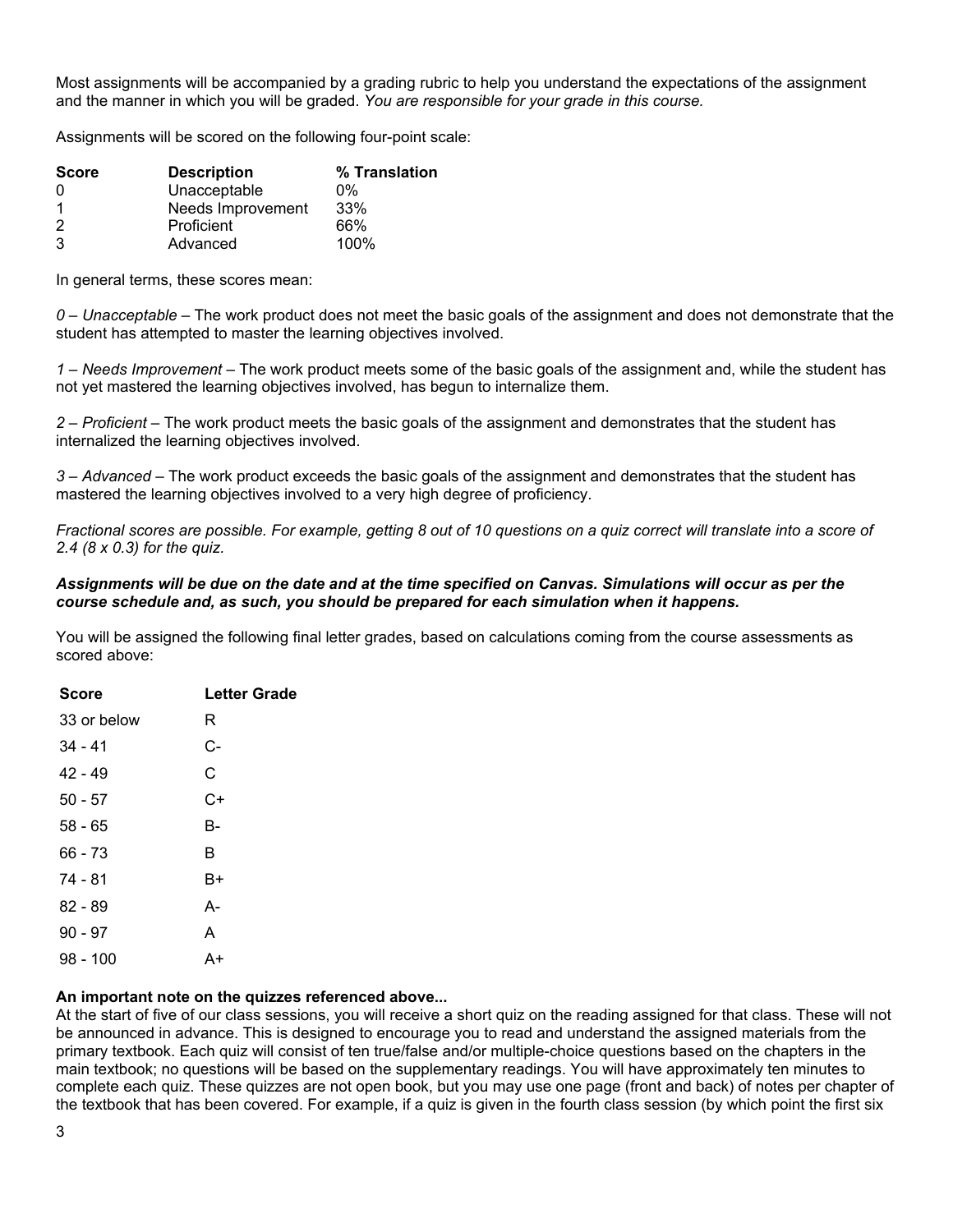Most assignments will be accompanied by a grading rubric to help you understand the expectations of the assignment and the manner in which you will be graded. *You are responsible for your grade in this course.*

Assignments will be scored on the following four-point scale:

| Score | Description | % Translation |
|---|---|---|
| 0 | Unacceptable | 0% |
| 1 | Needs Improvement | 33% |
| 2 | Proficient | 66% |
| 3 | Advanced | 100% |

In general terms, these scores mean:

*0 – Unacceptable* – The work product does not meet the basic goals of the assignment and does not demonstrate that the student has attempted to master the learning objectives involved.

*1 – Needs Improvement* – The work product meets some of the basic goals of the assignment and, while the student has not yet mastered the learning objectives involved, has begun to internalize them.

*2 – Proficient* – The work product meets the basic goals of the assignment and demonstrates that the student has internalized the learning objectives involved.

*3 – Advanced* – The work product exceeds the basic goals of the assignment and demonstrates that the student has mastered the learning objectives involved to a very high degree of proficiency.

*Fractional scores are possible. For example, getting 8 out of 10 questions on a quiz correct will translate into a score of 2.4 (8 x 0.3) for the quiz.*

***Assignments will be due on the date and at the time specified on Canvas. Simulations will occur as per the course schedule and, as such, you should be prepared for each simulation when it happens.***

You will be assigned the following final letter grades, based on calculations coming from the course assessments as scored above:

| Score | Letter Grade |
|---|---|
| 33 or below | R |
| 34 - 41 | C- |
| 42 - 49 | C |
| 50 - 57 | C+ |
| 58 - 65 | B- |
| 66 - 73 | B |
| 74 - 81 | B+ |
| 82 - 89 | A- |
| 90 - 97 | A |
| 98 - 100 | A+ |

**An important note on the quizzes referenced above...**

At the start of five of our class sessions, you will receive a short quiz on the reading assigned for that class. These will not be announced in advance. This is designed to encourage you to read and understand the assigned materials from the primary textbook. Each quiz will consist of ten true/false and/or multiple-choice questions based on the chapters in the main textbook; no questions will be based on the supplementary readings. You will have approximately ten minutes to complete each quiz. These quizzes are not open book, but you may use one page (front and back) of notes per chapter of the textbook that has been covered. For example, if a quiz is given in the fourth class session (by which point the first six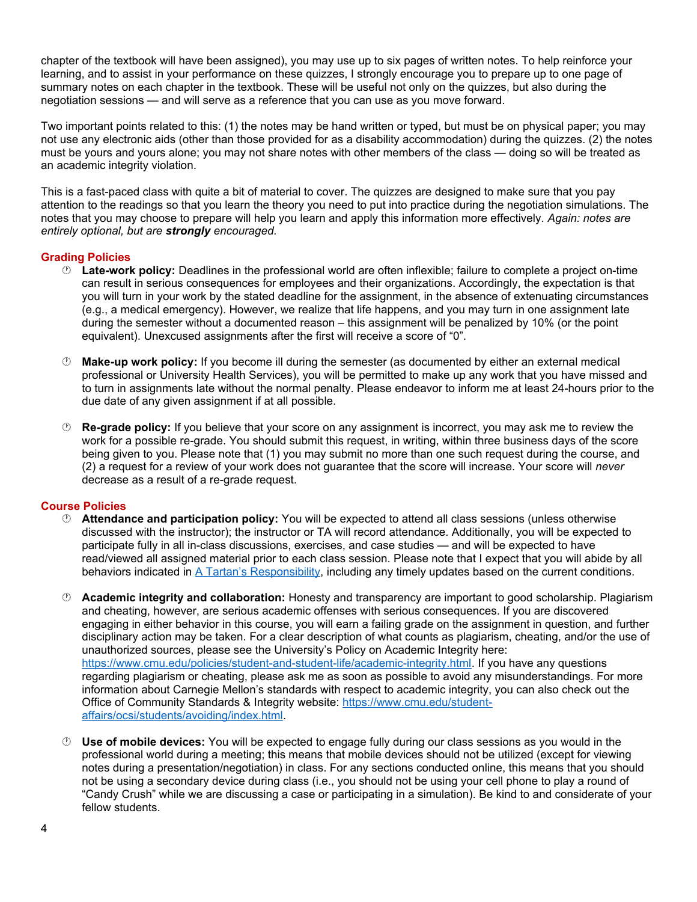chapter of the textbook will have been assigned), you may use up to six pages of written notes. To help reinforce your learning, and to assist in your performance on these quizzes, I strongly encourage you to prepare up to one page of summary notes on each chapter in the textbook. These will be useful not only on the quizzes, but also during the negotiation sessions — and will serve as a reference that you can use as you move forward.

Two important points related to this: (1) the notes may be hand written or typed, but must be on physical paper; you may not use any electronic aids (other than those provided for as a disability accommodation) during the quizzes. (2) the notes must be yours and yours alone; you may not share notes with other members of the class — doing so will be treated as an academic integrity violation.

This is a fast-paced class with quite a bit of material to cover. The quizzes are designed to make sure that you pay attention to the readings so that you learn the theory you need to put into practice during the negotiation simulations. The notes that you may choose to prepare will help you learn and apply this information more effectively. *Again: notes are entirely optional, but are **strongly** encouraged.*

## Grading Policies

- **Late-work policy:** Deadlines in the professional world are often inflexible; failure to complete a project on-time can result in serious consequences for employees and their organizations. Accordingly, the expectation is that you will turn in your work by the stated deadline for the assignment, in the absence of extenuating circumstances (e.g., a medical emergency). However, we realize that life happens, and you may turn in one assignment late during the semester without a documented reason – this assignment will be penalized by 10% (or the point equivalent). Unexcused assignments after the first will receive a score of "0".

- **Make-up work policy:** If you become ill during the semester (as documented by either an external medical professional or University Health Services), you will be permitted to make up any work that you have missed and to turn in assignments late without the normal penalty. Please endeavor to inform me at least 24-hours prior to the due date of any given assignment if at all possible.

- **Re-grade policy:** If you believe that your score on any assignment is incorrect, you may ask me to review the work for a possible re-grade. You should submit this request, in writing, within three business days of the score being given to you. Please note that (1) you may submit no more than one such request during the course, and (2) a request for a review of your work does not guarantee that the score will increase. Your score will *never* decrease as a result of a re-grade request.

## Course Policies

- **Attendance and participation policy:** You will be expected to attend all class sessions (unless otherwise discussed with the instructor); the instructor or TA will record attendance. Additionally, you will be expected to participate fully in all in-class discussions, exercises, and case studies — and will be expected to have read/viewed all assigned material prior to each class session. Please note that I expect that you will abide by all behaviors indicated in A Tartan's Responsibility, including any timely updates based on the current conditions.

- **Academic integrity and collaboration:** Honesty and transparency are important to good scholarship. Plagiarism and cheating, however, are serious academic offenses with serious consequences. If you are discovered engaging in either behavior in this course, you will earn a failing grade on the assignment in question, and further disciplinary action may be taken. For a clear description of what counts as plagiarism, cheating, and/or the use of unauthorized sources, please see the University's Policy on Academic Integrity here: https://www.cmu.edu/policies/student-and-student-life/academic-integrity.html. If you have any questions regarding plagiarism or cheating, please ask me as soon as possible to avoid any misunderstandings. For more information about Carnegie Mellon's standards with respect to academic integrity, you can also check out the Office of Community Standards & Integrity website: https://www.cmu.edu/student-affairs/ocsi/students/avoiding/index.html.

- **Use of mobile devices:** You will be expected to engage fully during our class sessions as you would in the professional world during a meeting; this means that mobile devices should not be utilized (except for viewing notes during a presentation/negotiation) in class. For any sections conducted online, this means that you should not be using a secondary device during class (i.e., you should not be using your cell phone to play a round of "Candy Crush" while we are discussing a case or participating in a simulation). Be kind to and considerate of your fellow students.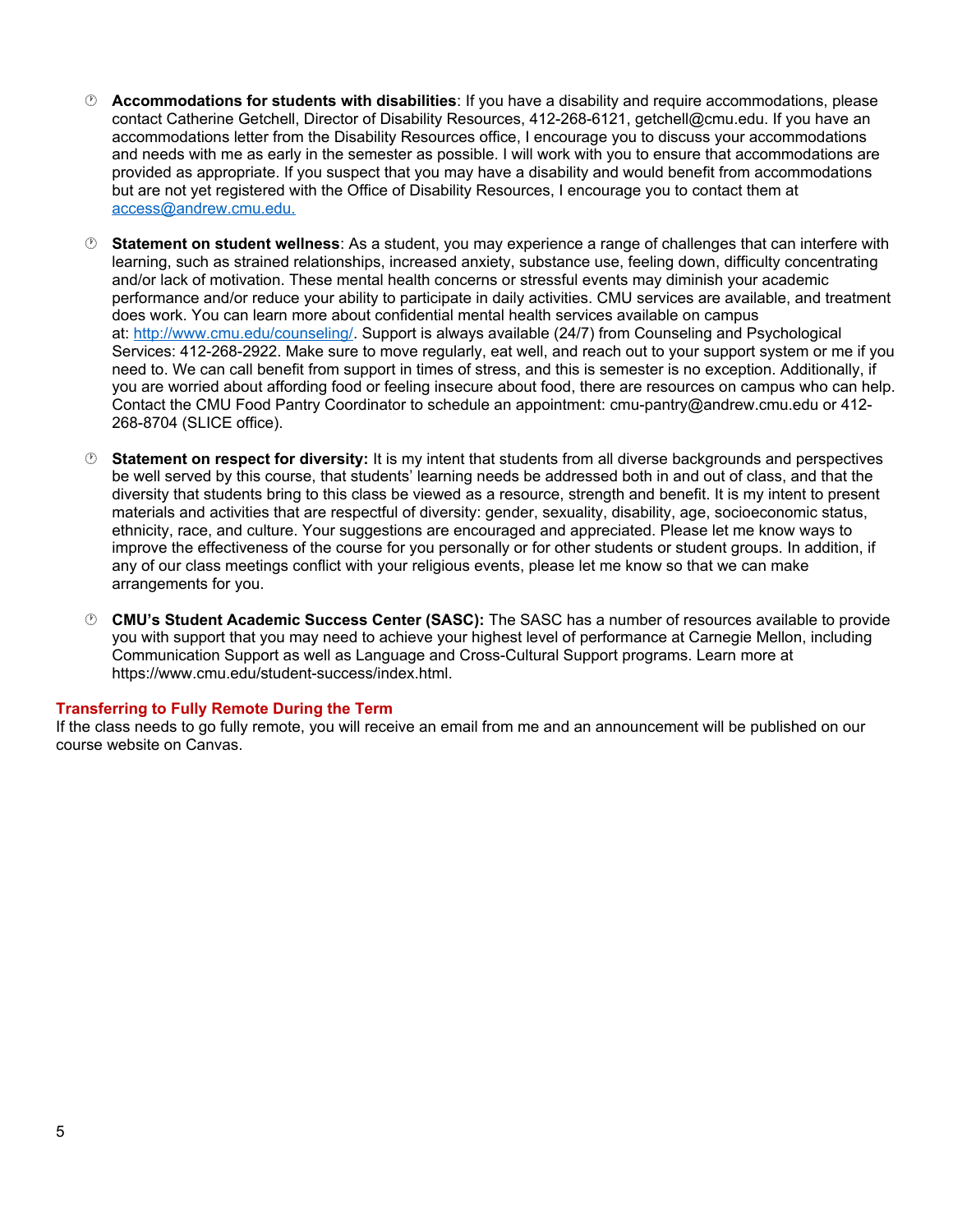- **Accommodations for students with disabilities**: If you have a disability and require accommodations, please contact Catherine Getchell, Director of Disability Resources, 412-268-6121, getchell@cmu.edu. If you have an accommodations letter from the Disability Resources office, I encourage you to discuss your accommodations and needs with me as early in the semester as possible. I will work with you to ensure that accommodations are provided as appropriate. If you suspect that you may have a disability and would benefit from accommodations but are not yet registered with the Office of Disability Resources, I encourage you to contact them at access@andrew.cmu.edu.

- **Statement on student wellness**: As a student, you may experience a range of challenges that can interfere with learning, such as strained relationships, increased anxiety, substance use, feeling down, difficulty concentrating and/or lack of motivation. These mental health concerns or stressful events may diminish your academic performance and/or reduce your ability to participate in daily activities. CMU services are available, and treatment does work. You can learn more about confidential mental health services available on campus at: http://www.cmu.edu/counseling/. Support is always available (24/7) from Counseling and Psychological Services: 412-268-2922. Make sure to move regularly, eat well, and reach out to your support system or me if you need to. We can call benefit from support in times of stress, and this is semester is no exception. Additionally, if you are worried about affording food or feeling insecure about food, there are resources on campus who can help. Contact the CMU Food Pantry Coordinator to schedule an appointment: cmu-pantry@andrew.cmu.edu or 412-268-8704 (SLICE office).

- **Statement on respect for diversity:** It is my intent that students from all diverse backgrounds and perspectives be well served by this course, that students' learning needs be addressed both in and out of class, and that the diversity that students bring to this class be viewed as a resource, strength and benefit. It is my intent to present materials and activities that are respectful of diversity: gender, sexuality, disability, age, socioeconomic status, ethnicity, race, and culture. Your suggestions are encouraged and appreciated. Please let me know ways to improve the effectiveness of the course for you personally or for other students or student groups. In addition, if any of our class meetings conflict with your religious events, please let me know so that we can make arrangements for you.

- **CMU's Student Academic Success Center (SASC):** The SASC has a number of resources available to provide you with support that you may need to achieve your highest level of performance at Carnegie Mellon, including Communication Support as well as Language and Cross-Cultural Support programs. Learn more at https://www.cmu.edu/student-success/index.html.

### Transferring to Fully Remote During the Term

If the class needs to go fully remote, you will receive an email from me and an announcement will be published on our course website on Canvas.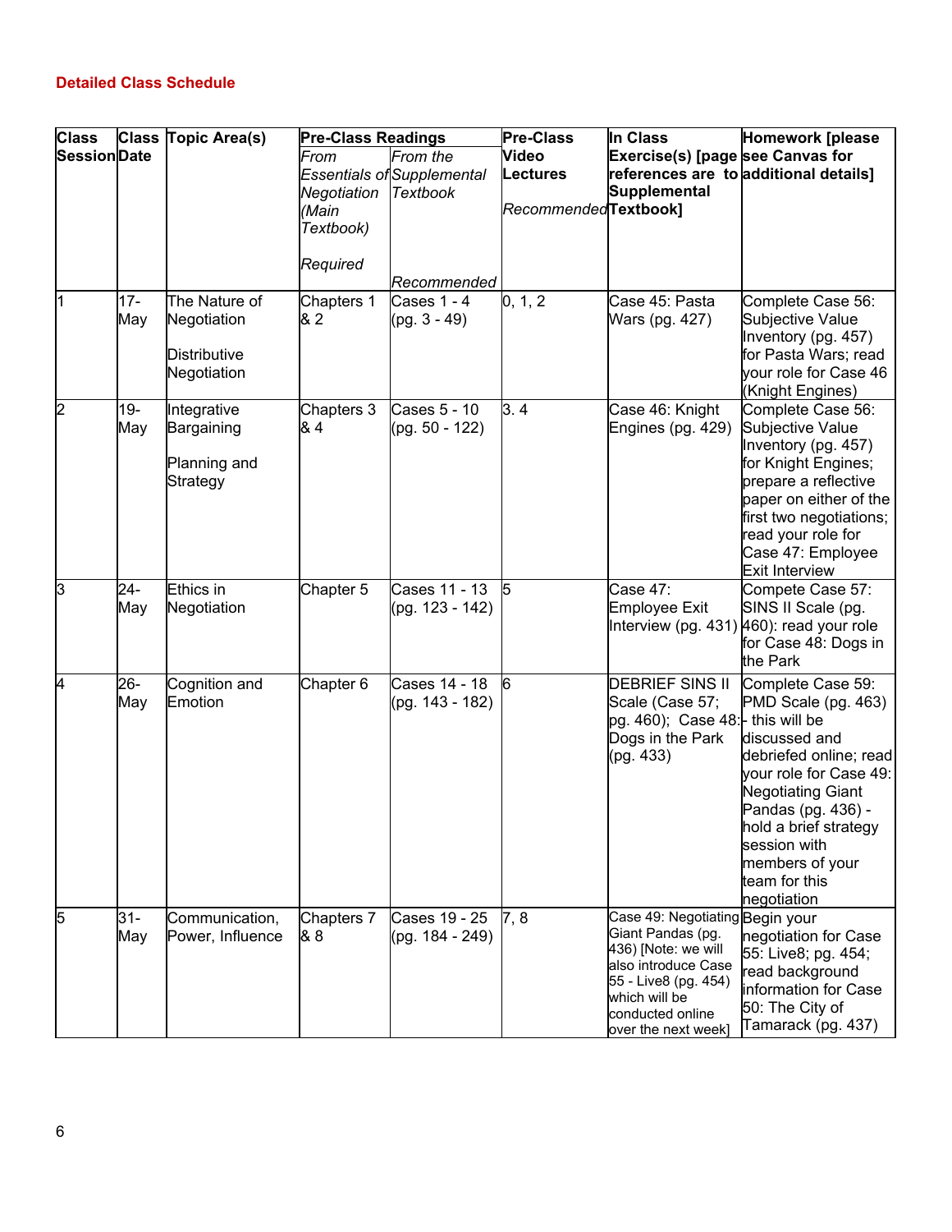### Detailed Class Schedule

| Class Session | Class Date | Topic Area(s) | Pre-Class Readings | | Pre-Class Video Lectures | In Class Exercise(s) [page references are to Supplemental Textbook] | Homework [please see Canvas for additional details] |
|---|---|---|---|---|---|---|---|
| | | | *From Essentials of Negotiation (Main Textbook)* *Required* | *From the Supplemental Textbook* *Recommended* | *Recommended* | | |
| 1 | 17-May | The Nature of Negotiation<br>Distributive Negotiation | Chapters 1 & 2 | Cases 1 - 4 (pg. 3 - 49) | 0, 1, 2 | Case 45: Pasta Wars (pg. 427) | Complete Case 56: Subjective Value Inventory (pg. 457) for Pasta Wars; read your role for Case 46 (Knight Engines) |
| 2 | 19-May | Integrative Bargaining<br>Planning and Strategy | Chapters 3 & 4 | Cases 5 - 10 (pg. 50 - 122) | 3. 4 | Case 46: Knight Engines (pg. 429) | Complete Case 56: Subjective Value Inventory (pg. 457) for Knight Engines; prepare a reflective paper on either of the first two negotiations; read your role for Case 47: Employee Exit Interview |
| 3 | 24-May | Ethics in Negotiation | Chapter 5 | Cases 11 - 13 (pg. 123 - 142) | 5 | Case 47: Employee Exit Interview (pg. 431) | Compete Case 57: SINS II Scale (pg. 460): read your role for Case 48: Dogs in the Park |
| 4 | 26-May | Cognition and Emotion | Chapter 6 | Cases 14 - 18 (pg. 143 - 182) | 6 | DEBRIEF SINS II Scale (Case 57; pg. 460); Case 48: Dogs in the Park (pg. 433) | Complete Case 59: PMD Scale (pg. 463) - this will be discussed and debriefed online; read your role for Case 49: Negotiating Giant Pandas (pg. 436) - hold a brief strategy session with members of your team for this negotiation |
| 5 | 31-May | Communication, Power, Influence | Chapters 7 & 8 | Cases 19 - 25 (pg. 184 - 249) | 7, 8 | Case 49: Negotiating Giant Pandas (pg. 436) [Note: we will also introduce Case 55 - Live8 (pg. 454) which will be conducted online over the next week] | Begin your negotiation for Case 55: Live8; pg. 454; read background information for Case 50: The City of Tamarack (pg. 437) |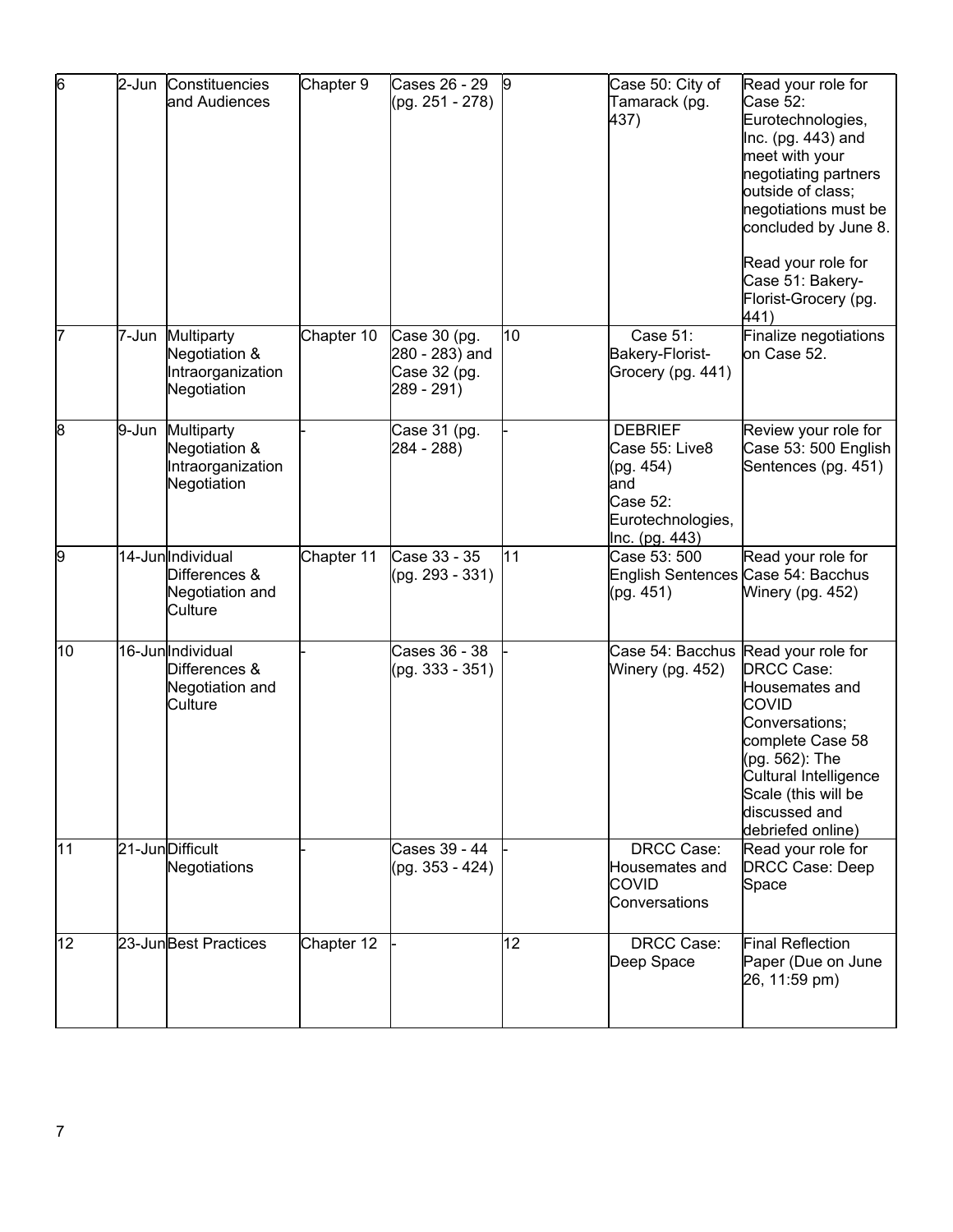| | | | | | | | |
|---|---|---|---|---|---|---|---|
| 6 | 2-Jun | Constituencies and Audiences | Chapter 9 | Cases 26 - 29 (pg. 251 - 278) | 9 | Case 50: City of Tamarack (pg. 437) | Read your role for Case 52: Eurotechnologies, Inc. (pg. 443) and meet with your negotiating partners outside of class; negotiations must be concluded by June 8.<br><br>Read your role for Case 51: Bakery-Florist-Grocery (pg. 441) |
| 7 | 7-Jun | Multiparty Negotiation & Intraorganization Negotiation | Chapter 10 | Case 30 (pg. 280 - 283) and Case 32 (pg. 289 - 291) | 10 | Case 51: Bakery-Florist-Grocery (pg. 441) | Finalize negotiations on Case 52. |
| 8 | 9-Jun | Multiparty Negotiation & Intraorganization Negotiation | - | Case 31 (pg. 284 - 288) | - | DEBRIEF Case 55: Live8 (pg. 454) and Case 52: Eurotechnologies, Inc. (pg. 443) | Review your role for Case 53: 500 English Sentences (pg. 451) |
| 9 | 14-Jun | Individual Differences & Negotiation and Culture | Chapter 11 | Case 33 - 35 (pg. 293 - 331) | 11 | Case 53: 500 English Sentences (pg. 451) | Read your role for Case 54: Bacchus Winery (pg. 452) |
| 10 | 16-Jun | Individual Differences & Negotiation and Culture | - | Cases 36 - 38 (pg. 333 - 351) | - | Case 54: Bacchus Winery (pg. 452) | Read your role for DRCC Case: Housemates and COVID Conversations; complete Case 58 (pg. 562): The Cultural Intelligence Scale (this will be discussed and debriefed online) |
| 11 | 21-Jun | Difficult Negotiations | - | Cases 39 - 44 (pg. 353 - 424) | - | DRCC Case: Housemates and COVID Conversations | Read your role for DRCC Case: Deep Space |
| 12 | 23-Jun | Best Practices | Chapter 12 | - | 12 | DRCC Case: Deep Space | Final Reflection Paper (Due on June 26, 11:59 pm) |